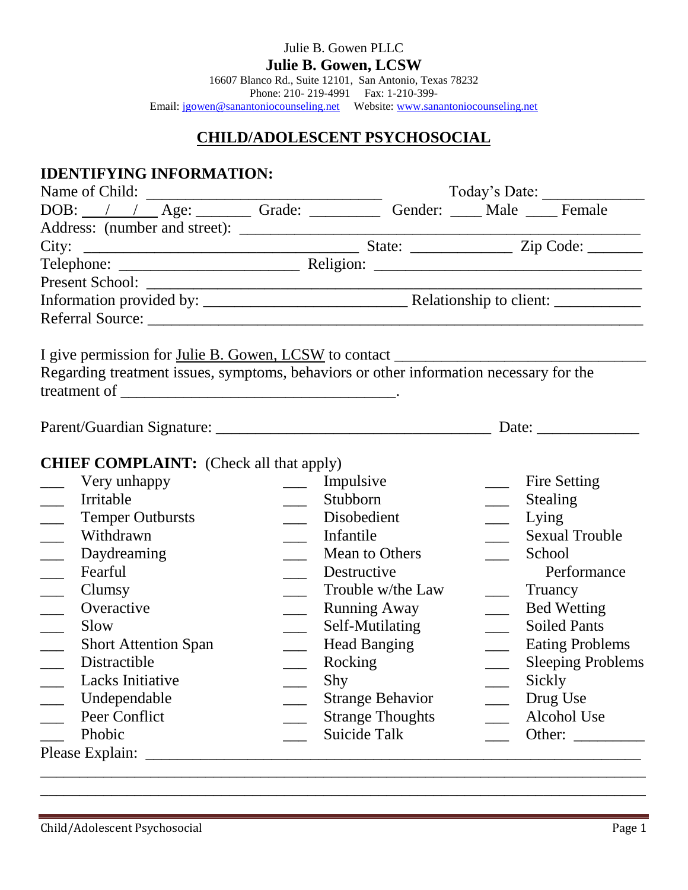Julie B. Gowen PLLC

**Julie B. Gowen, LCSW**

16607 Blanco Rd., Suite 12101, San Antonio, Texas 78232

Phone: 210- 219-4991 Fax: 1-210-399-

Email: jgowen@sanantoniocounseling.net Website: www.sanantoniocounseling.net

# CHILD/ADOLESCENT PSYCHOSOCIAL

## IDENTIFYING INFORMATION:

Name of Child: ______________________________ Today's Date: _____________

DOB: ___/___/___ Age: _______ Grade: _________ Gender: ____ Male ____ Female

Address: (number and street): _____________________________________________

City: _________________________________ State: _____________ Zip Code: _______

Telephone: _______________________ Religion: __________________________________

Present School: ______________________________________________________________

Information provided by: __________________________ Relationship to client: ___________

Referral Source: _______________________________________________________________

I give permission for Julie B. Gowen, LCSW to contact ________________________________ Regarding treatment issues, symptoms, behaviors or other information necessary for the treatment of ___________________________________.

Parent/Guardian Signature: ___________________________________ Date: _____________

## CHIEF COMPLAINT: (Check all that apply)

| | | |
|---|---|---|
| ___ Very unhappy | ___ Impulsive | ___ Fire Setting |
| ___ Irritable | ___ Stubborn | ___ Stealing |
| ___ Temper Outbursts | ___ Disobedient | ___ Lying |
| ___ Withdrawn | ___ Infantile | ___ Sexual Trouble |
| ___ Daydreaming | ___ Mean to Others | ___ School Performance |
| ___ Fearful | ___ Destructive | ___ Truancy |
| ___ Clumsy | ___ Trouble w/the Law | ___ Bed Wetting |
| ___ Overactive | ___ Running Away | ___ Soiled Pants |
| ___ Slow | ___ Self-Mutilating | ___ Eating Problems |
| ___ Short Attention Span | ___ Head Banging | ___ Sleeping Problems |
| ___ Distractible | ___ Rocking | ___ Sickly |
| ___ Lacks Initiative | ___ Shy | ___ Drug Use |
| ___ Undependable | ___ Strange Behavior | ___ Alcohol Use |
| ___ Peer Conflict | ___ Strange Thoughts | ___ Other: _________ |
| ___ Phobic | ___ Suicide Talk | |

Please Explain: ______________________________________________________________

_____________________________________________________________________________

_____________________________________________________________________________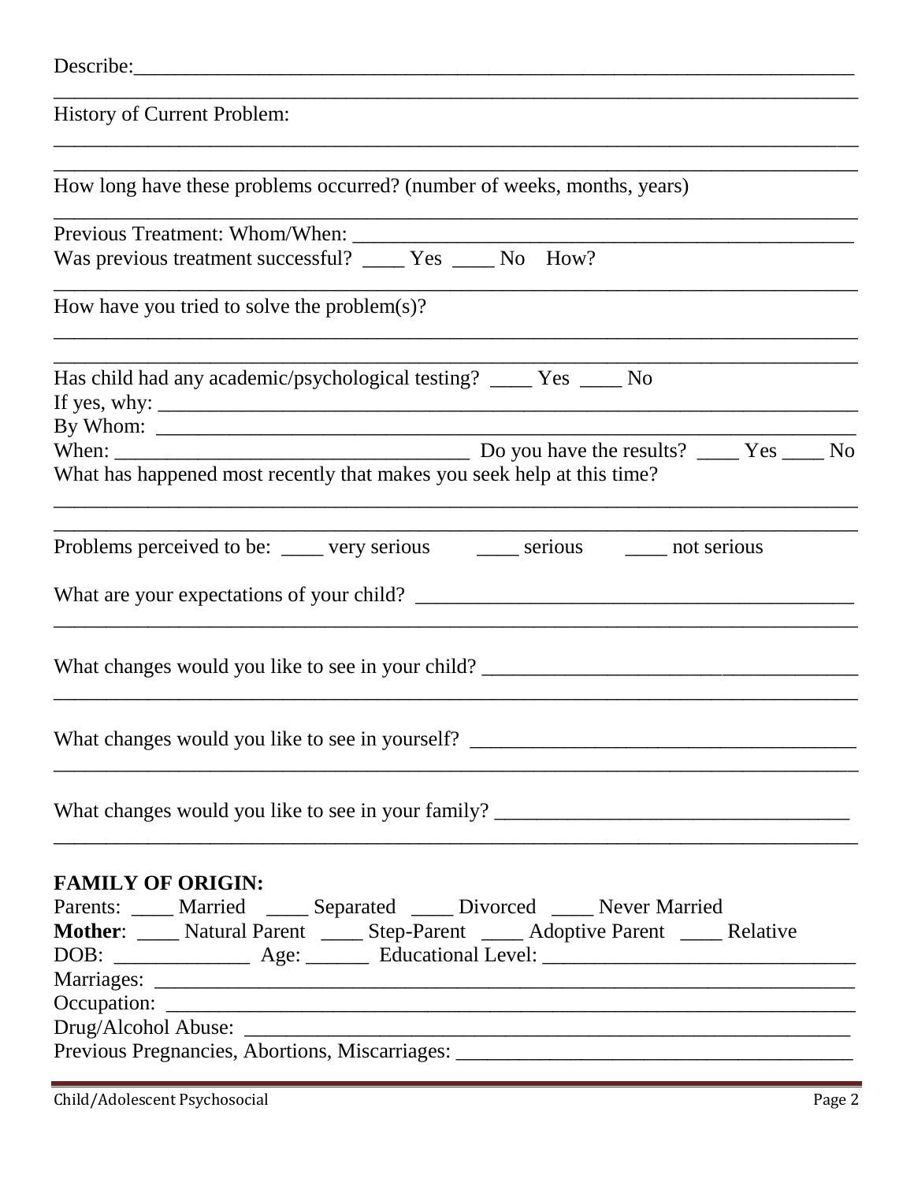Describe:_______________________________________________________________________

_______________________________________________________________________________

History of Current Problem:

_______________________________________________________________________________

_______________________________________________________________________________

How long have these problems occurred? (number of weeks, months, years)

_______________________________________________________________________________

Previous Treatment: Whom/When: ___________________________________________________

Was previous treatment successful? ____ Yes ____ No How?

_______________________________________________________________________________

How have you tried to solve the problem(s)?

_______________________________________________________________________________

_______________________________________________________________________________

Has child had any academic/psychological testing? ____ Yes ____ No

If yes, why: ____________________________________________________________________

By Whom: ______________________________________________________________________

When: ___________________________________ Do you have the results? ____ Yes ____ No

What has happened most recently that makes you seek help at this time?

_______________________________________________________________________________

_______________________________________________________________________________

Problems perceived to be: ____ very serious ____ serious ____ not serious

What are your expectations of your child? ___________________________________________

_______________________________________________________________________________

What changes would you like to see in your child? ____________________________________

_______________________________________________________________________________

What changes would you like to see in yourself? ______________________________________

_______________________________________________________________________________

What changes would you like to see in your family? ___________________________________

_______________________________________________________________________________

**FAMILY OF ORIGIN:**

Parents: ____ Married ____ Separated ____ Divorced ____ Never Married

**Mother**: ____ Natural Parent ____ Step-Parent ____ Adoptive Parent ____ Relative

DOB: _____________ Age: ______ Educational Level: _______________________________

Marriages: ______________________________________________________________________

Occupation: _____________________________________________________________________

Drug/Alcohol Abuse: ______________________________________________________________

Previous Pregnancies, Abortions, Miscarriages: _______________________________________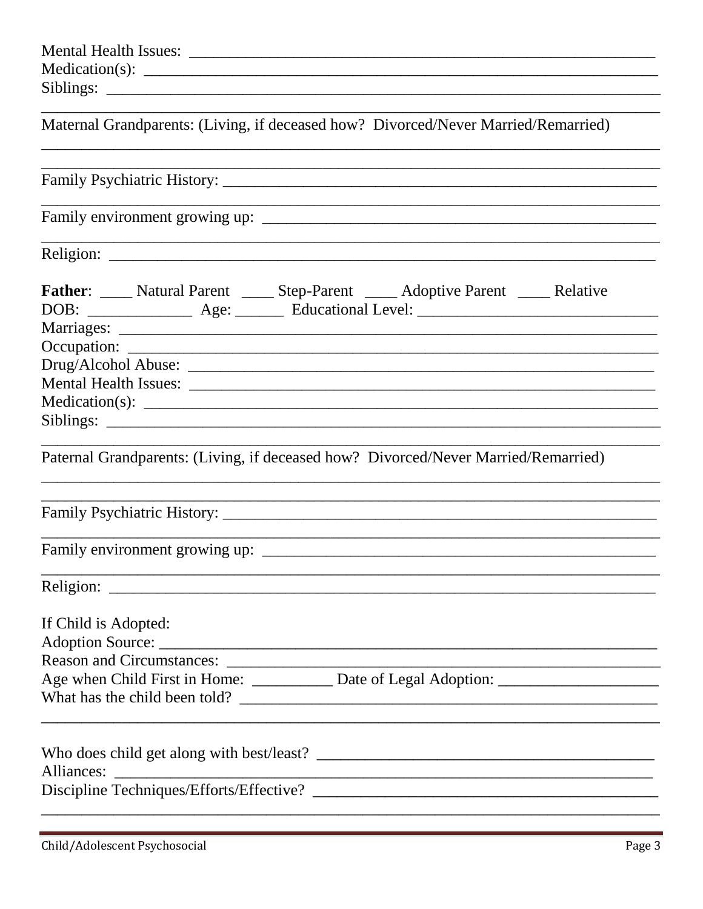Mental Health Issues: ____________________________________________________________
Medication(s): _________________________________________________________________
Siblings: _____________________________________________________________________
_____________________________________________________________________________
Maternal Grandparents: (Living, if deceased how? Divorced/Never Married/Remarried)
_____________________________________________________________________________
_____________________________________________________________________________
Family Psychiatric History: ______________________________________________________
_____________________________________________________________________________
Family environment growing up: __________________________________________________
_____________________________________________________________________________
Religion: _____________________________________________________________________

**Father**: ____ Natural Parent ____ Step-Parent ____ Adoptive Parent ____ Relative
DOB: _____________ Age: ______ Educational Level: ______________________________
Marriages: ____________________________________________________________________
Occupation: ___________________________________________________________________
Drug/Alcohol Abuse: ____________________________________________________________
Mental Health Issues: ____________________________________________________________
Medication(s): _________________________________________________________________
Siblings: _____________________________________________________________________
_____________________________________________________________________________
Paternal Grandparents: (Living, if deceased how? Divorced/Never Married/Remarried)
_____________________________________________________________________________
_____________________________________________________________________________
Family Psychiatric History: ______________________________________________________
_____________________________________________________________________________
Family environment growing up: __________________________________________________
_____________________________________________________________________________
Religion: _____________________________________________________________________

If Child is Adopted:
Adoption Source: _______________________________________________________________
Reason and Circumstances: _______________________________________________________
Age when Child First in Home: __________ Date of Legal Adoption: ____________________
What has the child been told? ____________________________________________________
_____________________________________________________________________________

Who does child get along with best/least? ____________________________________________
Alliances: _____________________________________________________________________
Discipline Techniques/Efforts/Effective? ____________________________________________
_____________________________________________________________________________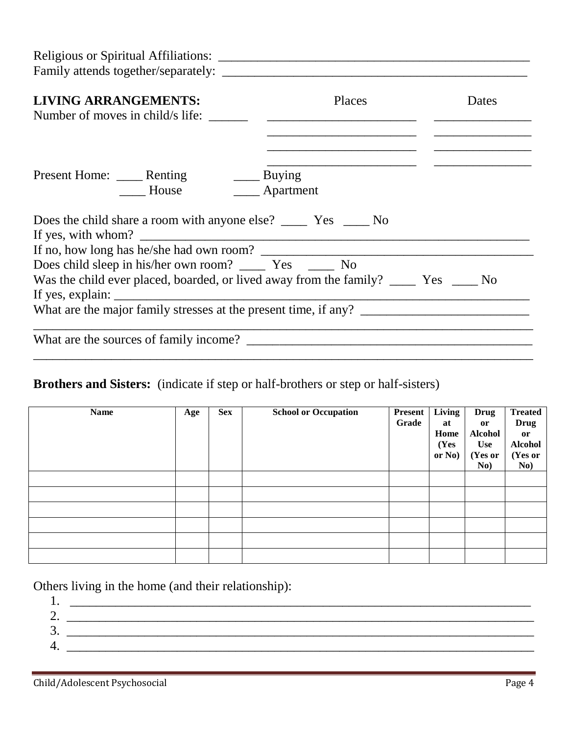Religious or Spiritual Affiliations: ______________________________________________

Family attends together/separately: ______________________________________________

**LIVING ARRANGEMENTS:**

Number of moves in child/s life: ______

| Places | Dates |
|---|---|
| ________________________ | _______________ |
| ________________________ | _______________ |
| ________________________ | _______________ |
| ________________________ | _______________ |

Present Home: ____ Renting ____ Buying

____ House ____ Apartment

Does the child share a room with anyone else? ____ Yes ____ No

If yes, with whom? ______________________________________________________________

If no, how long has he/she had own room? ___________________________________________

Does child sleep in his/her own room? ____ Yes ____ No

Was the child ever placed, boarded, or lived away from the family? ____ Yes ____ No

If yes, explain: ___________________________________________________________________

What are the major family stresses at the present time, if any? __________________________

_________________________________________________________________________________

What are the sources of family income? ___________________________________________

_________________________________________________________________________________

**Brothers and Sisters:** (indicate if step or half-brothers or step or half-sisters)

| Name | Age | Sex | School or Occupation | Present Grade | Living at Home (Yes or No) | Drug or Alcohol Use (Yes or No) | Treated Drug or Alcohol (Yes or No) |
|---|---|---|---|---|---|---|---|
| | | | | | | | |
| | | | | | | | |
| | | | | | | | |
| | | | | | | | |
| | | | | | | | |
| | | | | | | | |

Others living in the home (and their relationship):

1. ___________________________________________________________________________
2. ___________________________________________________________________________
3. ___________________________________________________________________________
4. ___________________________________________________________________________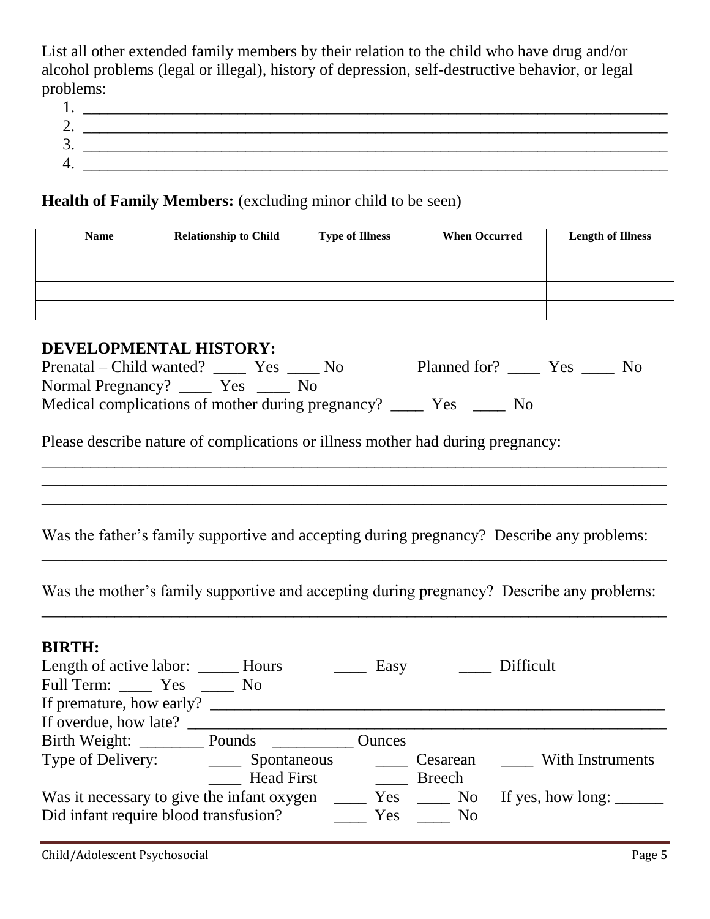List all other extended family members by their relation to the child who have drug and/or alcohol problems (legal or illegal), history of depression, self-destructive behavior, or legal problems:

1. ___________________________________________________________________________
2. ___________________________________________________________________________
3. ___________________________________________________________________________
4. ___________________________________________________________________________

**Health of Family Members:** (excluding minor child to be seen)

| Name | Relationship to Child | Type of Illness | When Occurred | Length of Illness |
|---|---|---|---|---|
| | | | | |
| | | | | |
| | | | | |
| | | | | |

## DEVELOPMENTAL HISTORY:

Prenatal – Child wanted? ____ Yes ____ No     Planned for? ____ Yes ____ No

Normal Pregnancy? ____ Yes ____ No

Medical complications of mother during pregnancy? ____ Yes ____ No

Please describe nature of complications or illness mother had during pregnancy:

_______________________________________________________________________________

_______________________________________________________________________________

_______________________________________________________________________________

Was the father's family supportive and accepting during pregnancy? Describe any problems:

_______________________________________________________________________________

Was the mother's family supportive and accepting during pregnancy? Describe any problems:

_______________________________________________________________________________

## BIRTH:

Length of active labor: _____ Hours     ____ Easy     ____ Difficult

Full Term: ____ Yes ____ No

If premature, how early? ___________________________________________________________

If overdue, how late? ______________________________________________________________

Birth Weight: ________ Pounds __________ Ounces

Type of Delivery:     ____ Spontaneous     ____ Cesarean     ____ With Instruments

____ Head First     ____ Breech

Was it necessary to give the infant oxygen ____ Yes ____ No     If yes, how long: ______

Did infant require blood transfusion? ____ Yes ____ No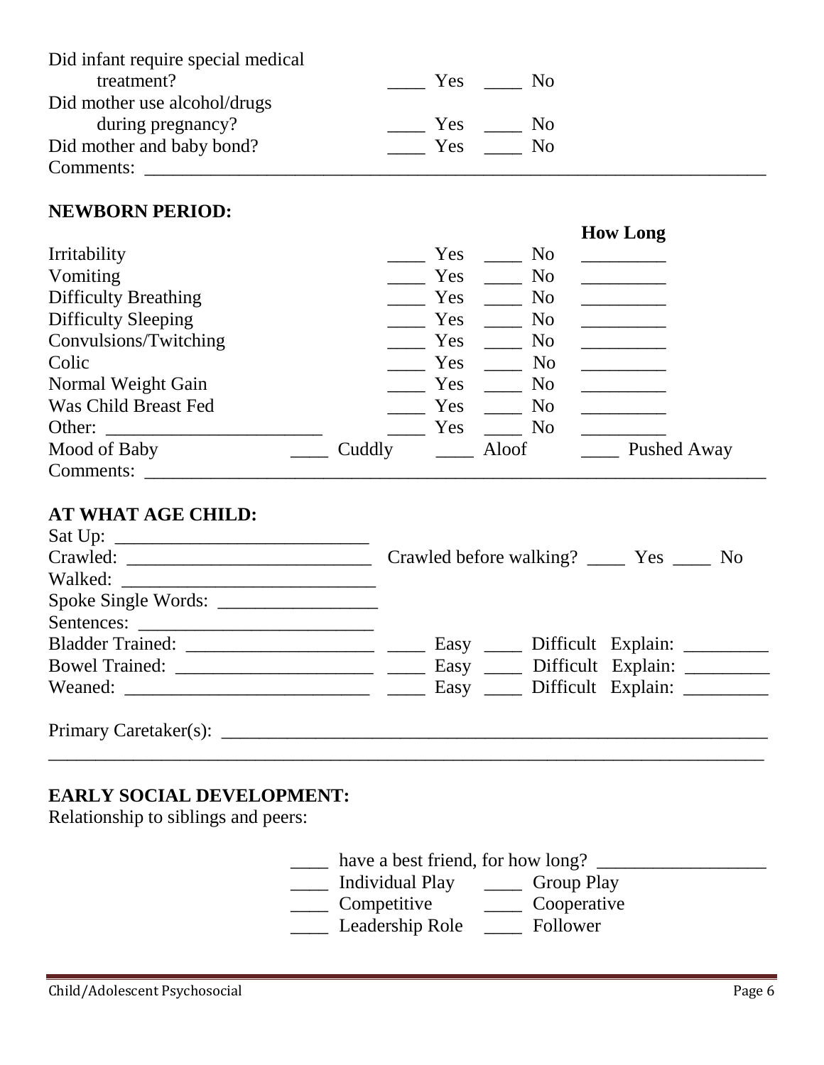Did infant require special medical treatment? ____ Yes ____ No

Did mother use alcohol/drugs during pregnancy? ____ Yes ____ No

Did mother and baby bond? ____ Yes ____ No

Comments: ______________________________________________________________________

## NEWBORN PERIOD:

| | | | How Long |
|---|---|---|---|
| Irritability | ____ Yes | ____ No | _________ |
| Vomiting | ____ Yes | ____ No | _________ |
| Difficulty Breathing | ____ Yes | ____ No | _________ |
| Difficulty Sleeping | ____ Yes | ____ No | _________ |
| Convulsions/Twitching | ____ Yes | ____ No | _________ |
| Colic | ____ Yes | ____ No | _________ |
| Normal Weight Gain | ____ Yes | ____ No | _________ |
| Was Child Breast Fed | ____ Yes | ____ No | _________ |
| Other: _______________________ | ____ Yes | ____ No | _________ |

Mood of Baby ____ Cuddly ____ Aloof ____ Pushed Away

Comments: ______________________________________________________________________

## AT WHAT AGE CHILD:

Sat Up: ___________________________

Crawled: _________________________ Crawled before walking? ____ Yes ____ No

Walked: ___________________________

Spoke Single Words: ________________

Sentences: _________________________

Bladder Trained: ___________________ ____ Easy ____ Difficult Explain: _________

Bowel Trained: _____________________ ____ Easy ____ Difficult Explain: _________

Weaned: _________________________ ____ Easy ____ Difficult Explain: _________

Primary Caretaker(s): ____________________________________________________________

______________________________________________________________________________

## EARLY SOCIAL DEVELOPMENT:

Relationship to siblings and peers:

____ have a best friend, for how long? __________________

____ Individual Play ____ Group Play

____ Competitive ____ Cooperative

____ Leadership Role ____ Follower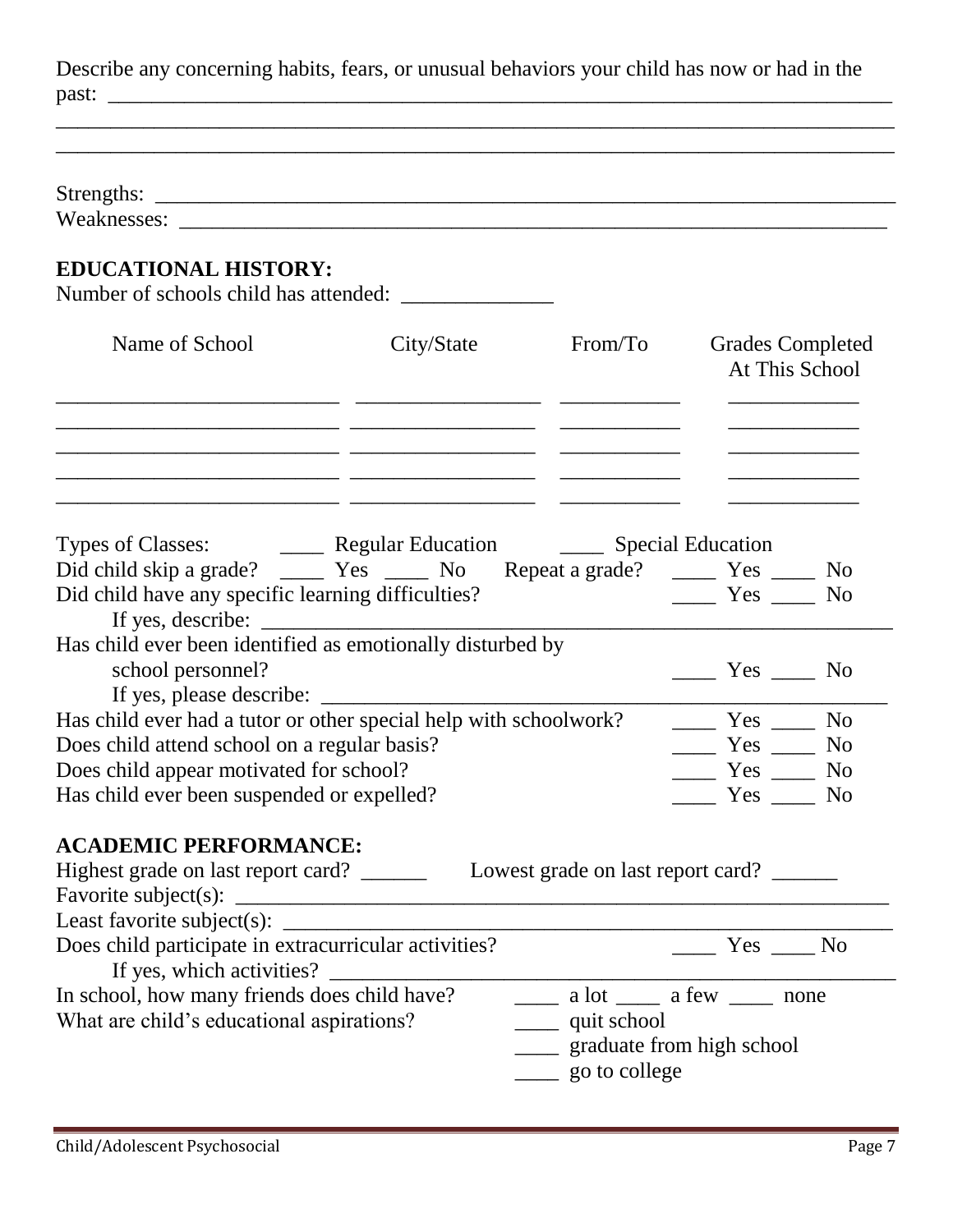Describe any concerning habits, fears, or unusual behaviors your child has now or had in the past: ___________________________________________________________________________

___________________________________________________________________________

___________________________________________________________________________

Strengths: ___________________________________________________________________

Weaknesses: _________________________________________________________________

**EDUCATIONAL HISTORY:**

Number of schools child has attended: ______________

| Name of School | City/State | From/To | Grades Completed At This School |
|---|---|---|---|
| __________________________ | _________________ | ___________ | ____________ |
| __________________________ | _________________ | ___________ | ____________ |
| __________________________ | _________________ | ___________ | ____________ |
| __________________________ | _________________ | ___________ | ____________ |
| __________________________ | _________________ | ___________ | ____________ |

Types of Classes: ____ Regular Education ____ Special Education

Did child skip a grade? ____ Yes ____ No Repeat a grade? ____ Yes ____ No

Did child have any specific learning difficulties? ____ Yes ____ No

If yes, describe: ___________________________________________________________

Has child ever been identified as emotionally disturbed by school personnel? ____ Yes ____ No

If yes, please describe: ______________________________________________________

Has child ever had a tutor or other special help with schoolwork? ____ Yes ____ No

Does child attend school on a regular basis? ____ Yes ____ No

Does child appear motivated for school? ____ Yes ____ No

Has child ever been suspended or expelled? ____ Yes ____ No

**ACADEMIC PERFORMANCE:**

Highest grade on last report card? ______ Lowest grade on last report card? ______

Favorite subject(s): _________________________________________________________

Least favorite subject(s): ____________________________________________________

Does child participate in extracurricular activities? ____ Yes ____ No

If yes, which activities? ______________________________________________________

In school, how many friends does child have? ____ a lot ____ a few ____ none

What are child's educational aspirations?

- ____ quit school
- ____ graduate from high school
- ____ go to college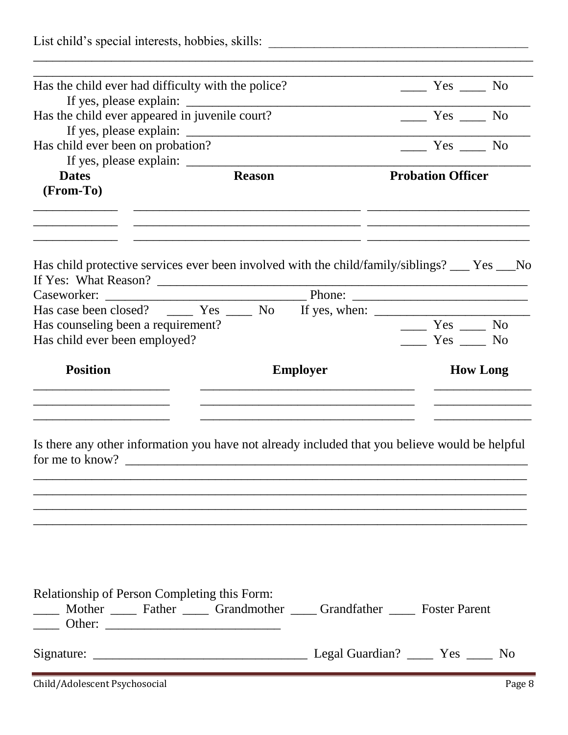List child's special interests, hobbies, skills: _______________________________________

_____________________________________________________________________________

_____________________________________________________________________________

Has the child ever had difficulty with the police? ____ Yes ____ No

If yes, please explain: _____________________________________________________

Has the child ever appeared in juvenile court? ____ Yes ____ No

If yes, please explain: _____________________________________________________

Has child ever been on probation? ____ Yes ____ No

If yes, please explain: _____________________________________________________

| **Dates (From-To)** | **Reason** | **Probation Officer** |
|---|---|---|
| | | |
| | | |
| | | |

Has child protective services ever been involved with the child/family/siblings? ___ Yes ___No

If Yes: What Reason? _______________________________________________________

Caseworker: _____________________________ Phone: __________________________

Has case been closed? ____ Yes ____ No If yes, when: ________________________

Has counseling been a requirement? ____ Yes ____ No

Has child ever been employed? ____ Yes ____ No

| **Position** | **Employer** | **How Long** |
|---|---|---|
| | | |
| | | |
| | | |

Is there any other information you have not already included that you believe would be helpful for me to know? __________________________________________________________

_____________________________________________________________________________

_____________________________________________________________________________

_____________________________________________________________________________

_____________________________________________________________________________

Relationship of Person Completing this Form:

____ Mother ____ Father ____ Grandmother ____ Grandfather ____ Foster Parent

____ Other: ___________________________

Signature: ________________________________ Legal Guardian? ____ Yes ____ No